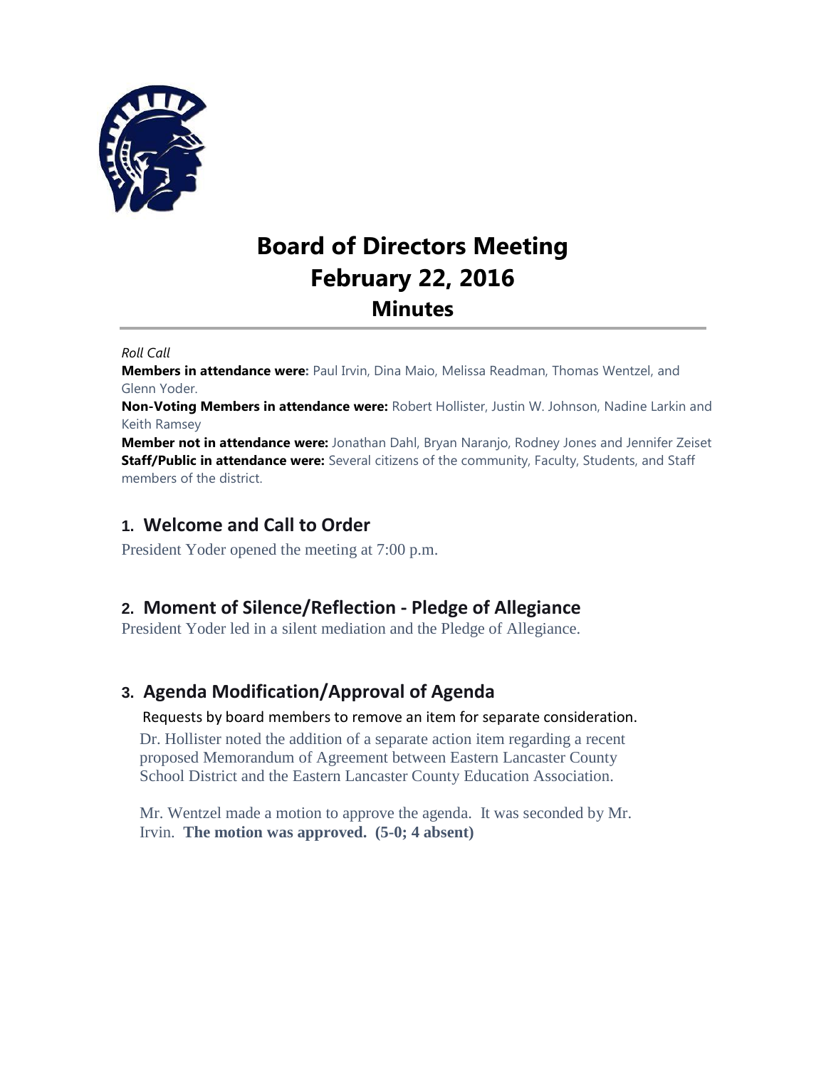# Board of Directors Meeting
# February 22, 2016
## Minutes

*Roll Call*

**Members in attendance were:** Paul Irvin, Dina Maio, Melissa Readman, Thomas Wentzel, and Glenn Yoder.

**Non-Voting Members in attendance were:** Robert Hollister, Justin W. Johnson, Nadine Larkin and Keith Ramsey

**Member not in attendance were:** Jonathan Dahl, Bryan Naranjo, Rodney Jones and Jennifer Zeiset

**Staff/Public in attendance were:** Several citizens of the community, Faculty, Students, and Staff members of the district.

### 1. Welcome and Call to Order

President Yoder opened the meeting at 7:00 p.m.

### 2. Moment of Silence/Reflection - Pledge of Allegiance

President Yoder led in a silent mediation and the Pledge of Allegiance.

### 3. Agenda Modification/Approval of Agenda

Requests by board members to remove an item for separate consideration.

Dr. Hollister noted the addition of a separate action item regarding a recent proposed Memorandum of Agreement between Eastern Lancaster County School District and the Eastern Lancaster County Education Association.

Mr. Wentzel made a motion to approve the agenda. It was seconded by Mr. Irvin. **The motion was approved. (5-0; 4 absent)**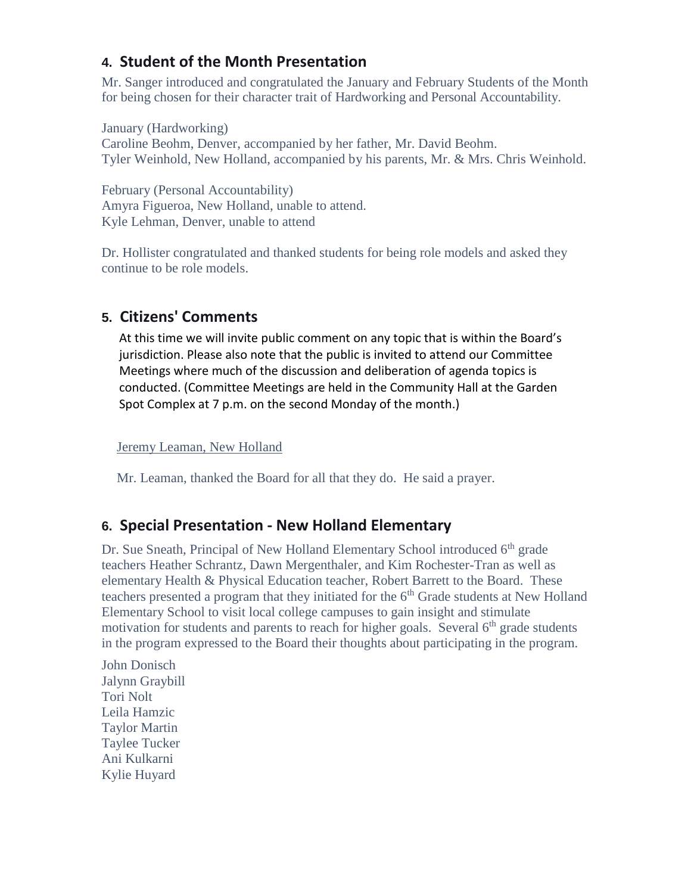## 4. Student of the Month Presentation

Mr. Sanger introduced and congratulated the January and February Students of the Month for being chosen for their character trait of Hardworking and Personal Accountability.

January (Hardworking)
Caroline Beohm, Denver, accompanied by her father, Mr. David Beohm.
Tyler Weinhold, New Holland, accompanied by his parents, Mr. & Mrs. Chris Weinhold.

February (Personal Accountability)
Amyra Figueroa, New Holland, unable to attend.
Kyle Lehman, Denver, unable to attend

Dr. Hollister congratulated and thanked students for being role models and asked they continue to be role models.

## 5. Citizens' Comments

At this time we will invite public comment on any topic that is within the Board's jurisdiction. Please also note that the public is invited to attend our Committee Meetings where much of the discussion and deliberation of agenda topics is conducted. (Committee Meetings are held in the Community Hall at the Garden Spot Complex at 7 p.m. on the second Monday of the month.)

Jeremy Leaman, New Holland

Mr. Leaman, thanked the Board for all that they do. He said a prayer.

## 6. Special Presentation - New Holland Elementary

Dr. Sue Sneath, Principal of New Holland Elementary School introduced 6th grade teachers Heather Schrantz, Dawn Mergenthaler, and Kim Rochester-Tran as well as elementary Health & Physical Education teacher, Robert Barrett to the Board. These teachers presented a program that they initiated for the 6th Grade students at New Holland Elementary School to visit local college campuses to gain insight and stimulate motivation for students and parents to reach for higher goals. Several 6th grade students in the program expressed to the Board their thoughts about participating in the program.

John Donisch
Jalynn Graybill
Tori Nolt
Leila Hamzic
Taylor Martin
Taylee Tucker
Ani Kulkarni
Kylie Huyard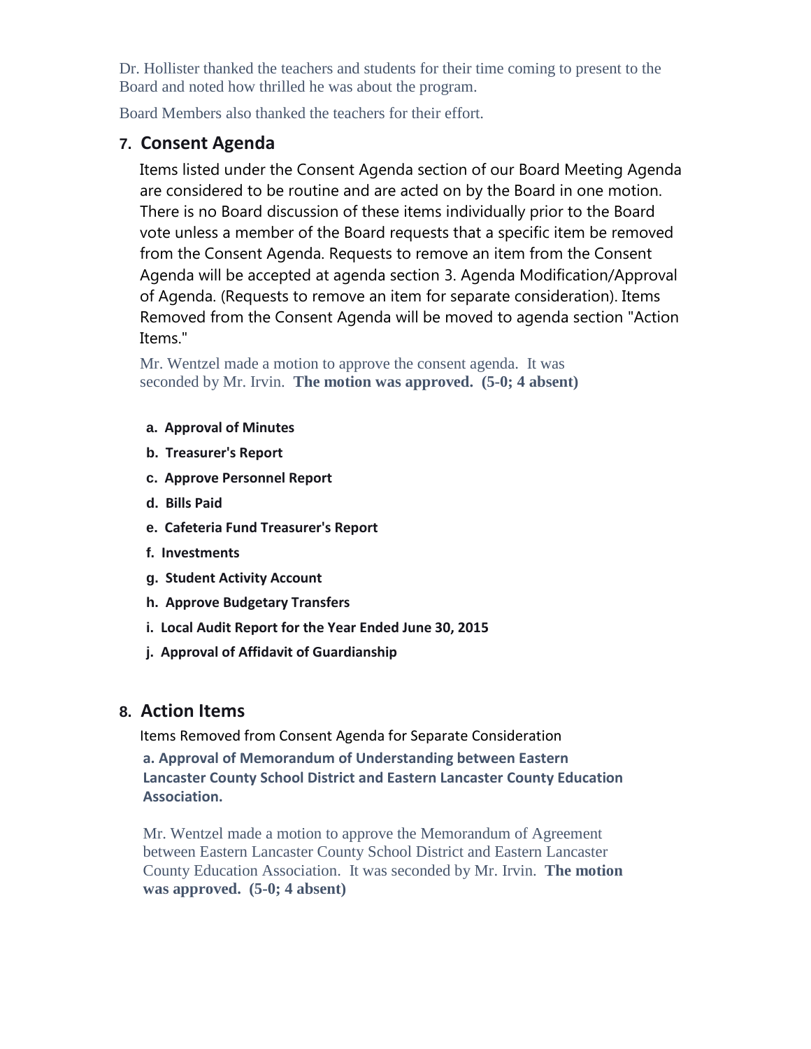Dr. Hollister thanked the teachers and students for their time coming to present to the Board and noted how thrilled he was about the program.

Board Members also thanked the teachers for their effort.

## 7. Consent Agenda

Items listed under the Consent Agenda section of our Board Meeting Agenda are considered to be routine and are acted on by the Board in one motion. There is no Board discussion of these items individually prior to the Board vote unless a member of the Board requests that a specific item be removed from the Consent Agenda. Requests to remove an item from the Consent Agenda will be accepted at agenda section 3. Agenda Modification/Approval of Agenda. (Requests to remove an item for separate consideration). Items Removed from the Consent Agenda will be moved to agenda section "Action Items."

Mr. Wentzel made a motion to approve the consent agenda. It was seconded by Mr. Irvin. **The motion was approved. (5-0; 4 absent)**

- **a. Approval of Minutes**
- **b. Treasurer's Report**
- **c. Approve Personnel Report**
- **d. Bills Paid**
- **e. Cafeteria Fund Treasurer's Report**
- **f. Investments**
- **g. Student Activity Account**
- **h. Approve Budgetary Transfers**
- **i. Local Audit Report for the Year Ended June 30, 2015**
- **j. Approval of Affidavit of Guardianship**

## 8. Action Items

Items Removed from Consent Agenda for Separate Consideration

**a. Approval of Memorandum of Understanding between Eastern Lancaster County School District and Eastern Lancaster County Education Association.**

Mr. Wentzel made a motion to approve the Memorandum of Agreement between Eastern Lancaster County School District and Eastern Lancaster County Education Association. It was seconded by Mr. Irvin. **The motion was approved. (5-0; 4 absent)**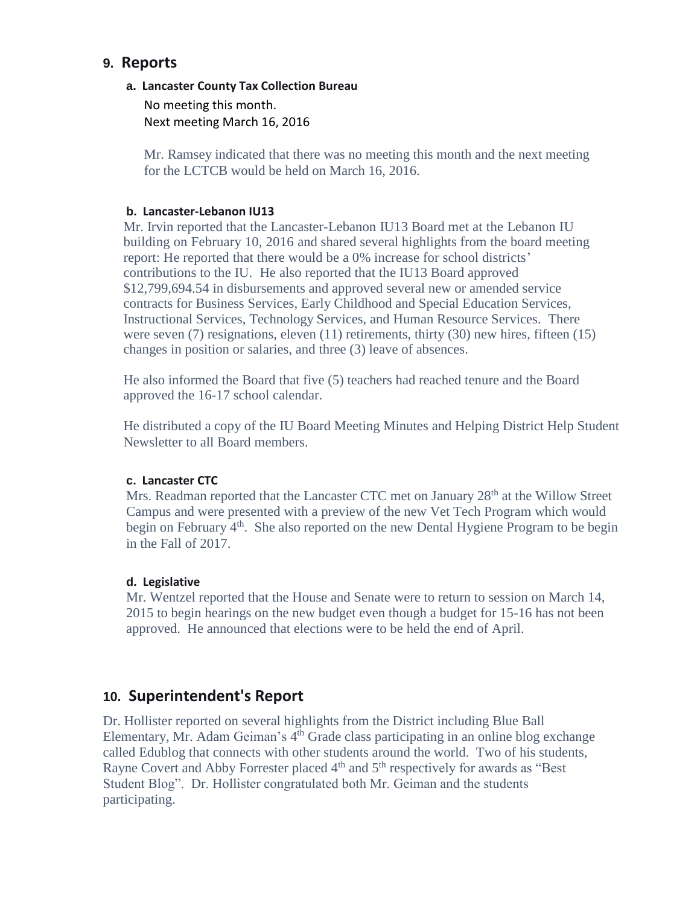## 9. Reports

### a. Lancaster County Tax Collection Bureau

No meeting this month.
Next meeting March 16, 2016

Mr. Ramsey indicated that there was no meeting this month and the next meeting for the LCTCB would be held on March 16, 2016.

### b. Lancaster-Lebanon IU13

Mr. Irvin reported that the Lancaster-Lebanon IU13 Board met at the Lebanon IU building on February 10, 2016 and shared several highlights from the board meeting report: He reported that there would be a 0% increase for school districts' contributions to the IU. He also reported that the IU13 Board approved $12,799,694.54 in disbursements and approved several new or amended service contracts for Business Services, Early Childhood and Special Education Services, Instructional Services, Technology Services, and Human Resource Services. There were seven (7) resignations, eleven (11) retirements, thirty (30) new hires, fifteen (15) changes in position or salaries, and three (3) leave of absences.

He also informed the Board that five (5) teachers had reached tenure and the Board approved the 16-17 school calendar.

He distributed a copy of the IU Board Meeting Minutes and Helping District Help Student Newsletter to all Board members.

### c. Lancaster CTC

Mrs. Readman reported that the Lancaster CTC met on January 28th at the Willow Street Campus and were presented with a preview of the new Vet Tech Program which would begin on February 4th. She also reported on the new Dental Hygiene Program to be begin in the Fall of 2017.

### d. Legislative

Mr. Wentzel reported that the House and Senate were to return to session on March 14, 2015 to begin hearings on the new budget even though a budget for 15-16 has not been approved. He announced that elections were to be held the end of April.

## 10. Superintendent's Report

Dr. Hollister reported on several highlights from the District including Blue Ball Elementary, Mr. Adam Geiman's 4th Grade class participating in an online blog exchange called Edublog that connects with other students around the world. Two of his students, Rayne Covert and Abby Forrester placed 4th and 5th respectively for awards as "Best Student Blog". Dr. Hollister congratulated both Mr. Geiman and the students participating.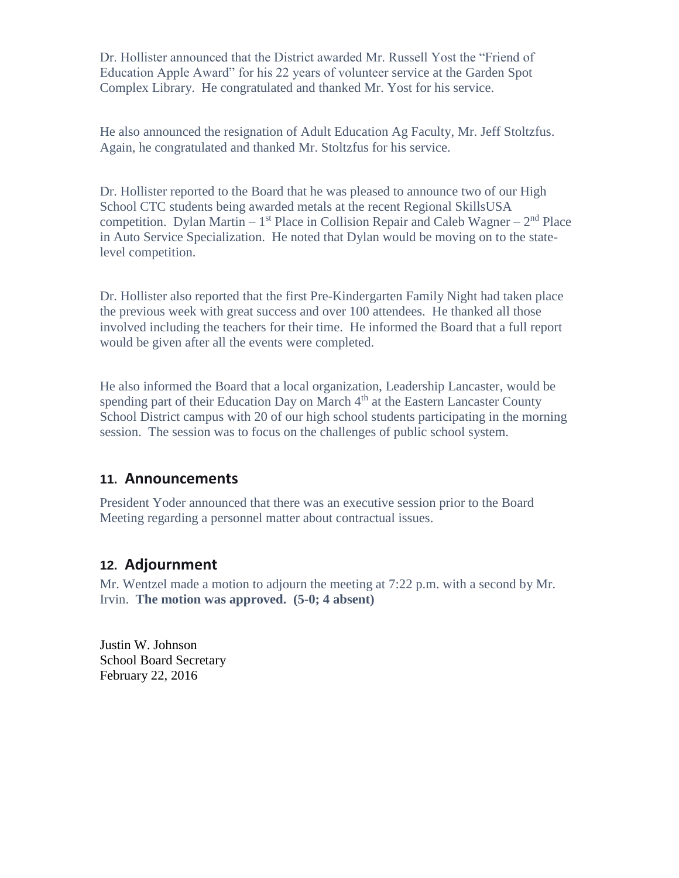Dr. Hollister announced that the District awarded Mr. Russell Yost the "Friend of Education Apple Award" for his 22 years of volunteer service at the Garden Spot Complex Library. He congratulated and thanked Mr. Yost for his service.

He also announced the resignation of Adult Education Ag Faculty, Mr. Jeff Stoltzfus. Again, he congratulated and thanked Mr. Stoltzfus for his service.

Dr. Hollister reported to the Board that he was pleased to announce two of our High School CTC students being awarded metals at the recent Regional SkillsUSA competition. Dylan Martin – 1st Place in Collision Repair and Caleb Wagner – 2nd Place in Auto Service Specialization. He noted that Dylan would be moving on to the state-level competition.

Dr. Hollister also reported that the first Pre-Kindergarten Family Night had taken place the previous week with great success and over 100 attendees. He thanked all those involved including the teachers for their time. He informed the Board that a full report would be given after all the events were completed.

He also informed the Board that a local organization, Leadership Lancaster, would be spending part of their Education Day on March 4th at the Eastern Lancaster County School District campus with 20 of our high school students participating in the morning session. The session was to focus on the challenges of public school system.

## 11. Announcements

President Yoder announced that there was an executive session prior to the Board Meeting regarding a personnel matter about contractual issues.

## 12. Adjournment

Mr. Wentzel made a motion to adjourn the meeting at 7:22 p.m. with a second by Mr. Irvin. **The motion was approved. (5-0; 4 absent)**

Justin W. Johnson
School Board Secretary
February 22, 2016